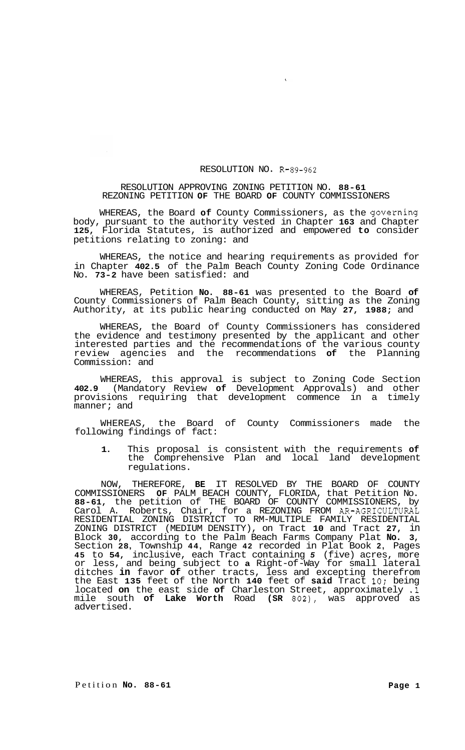RESOLUTION NO. R-89-962

RESOLUTION APPROVING ZONING PETITION NO. **88-61**
REZONING PETITION **OF** THE BOARD **OF** COUNTY COMMISSIONERS

WHEREAS, the Board **of** County Commissioners, as the governing body, pursuant to the authority vested in Chapter **163** and Chapter **125**, Florida Statutes, is authorized and empowered **to** consider petitions relating to zoning: and

WHEREAS, the notice and hearing requirements as provided for in Chapter **402.5** of the Palm Beach County Zoning Code Ordinance No. **73-2** have been satisfied: and

WHEREAS, Petition **No. 88-61** was presented to the Board **of** County Commissioners of Palm Beach County, sitting as the Zoning Authority, at its public hearing conducted on May **27, 1988;** and

WHEREAS, the Board of County Commissioners has considered the evidence and testimony presented by the applicant and other interested parties and the recommendations of the various county review agencies and the recommendations **of** the Planning Commission: and

WHEREAS, this approval is subject to Zoning Code Section **402.9** (Mandatory Review **of** Development Approvals) and other provisions requiring that development commence in a timely manner; and

WHEREAS, the Board of County Commissioners made the following findings of fact:

1. This proposal is consistent with the requirements **of** the Comprehensive Plan and local land development regulations.

NOW, THEREFORE, **BE** IT RESOLVED BY THE BOARD OF COUNTY COMMISSIONERS **OF** PALM BEACH COUNTY, FLORIDA, that Petition No. **88-61**, the petition of THE BOARD OF COUNTY COMMISSIONERS, by Carol A. Roberts, Chair, for a REZONING FROM AR-AGRICULTURAL RESIDENTIAL ZONING DISTRICT TO RM-MULTIPLE FAMILY RESIDENTIAL ZONING DISTRICT (MEDIUM DENSITY), on Tract **10** and Tract **27**, in Block **30**, according to the Palm Beach Farms Company Plat **No. 3**, Section **28**, Township **44**, Range **42** recorded in Plat Book **2**, Pages **45** to **54**, inclusive, each Tract containing **5** (five) acres, more or less, and being subject to **a** Right-of-Way for small lateral ditches **in** favor **of** other tracts, less and excepting therefrom the East **135** feet of the North **140** feet of **said** Tract 10; being located **on** the east side **of** Charleston Street, approximately .1 mile south **of Lake Worth** Road **(SR** 802), was approved as advertised.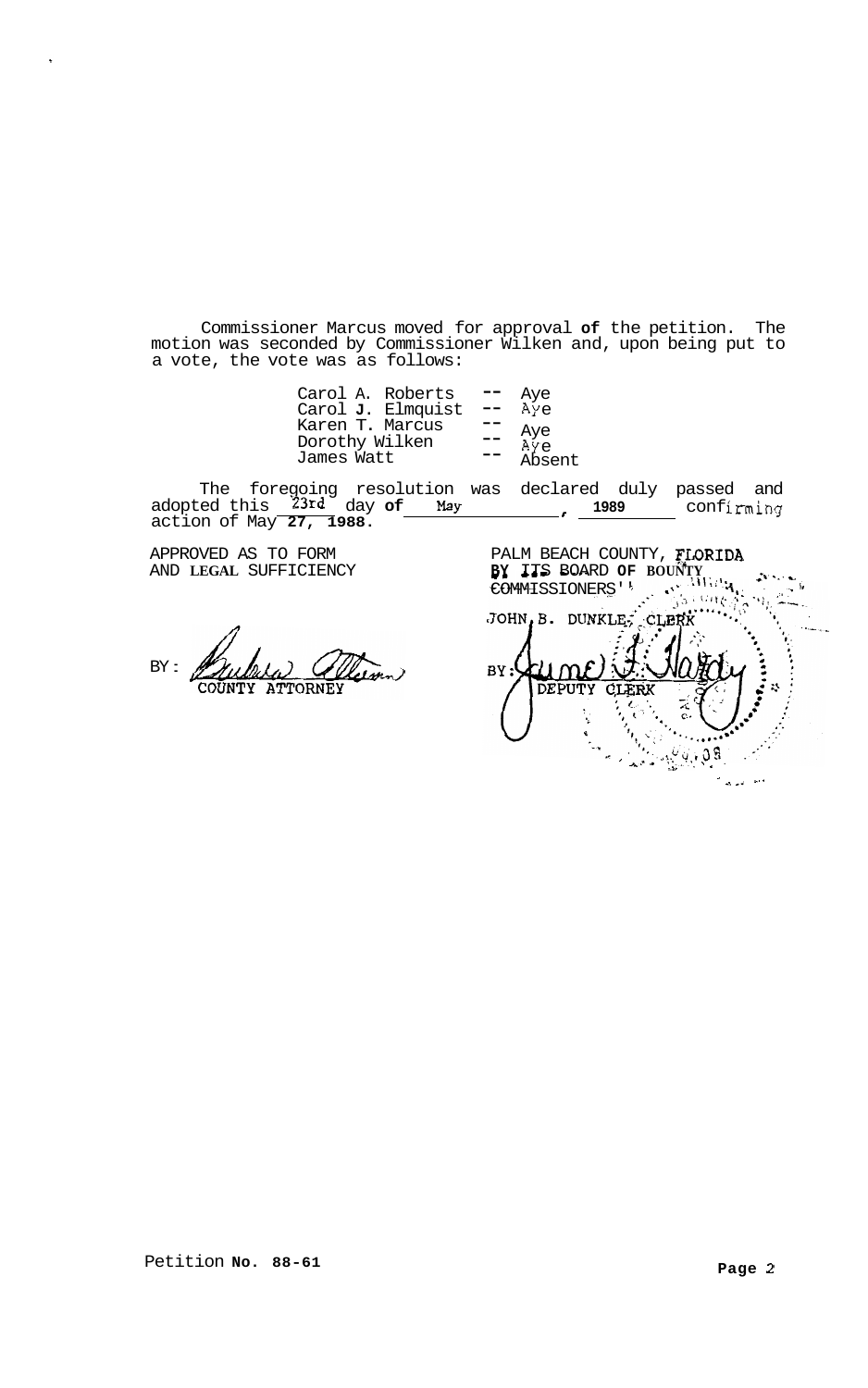Commissioner Marcus moved for approval of the petition. The motion was seconded by Commissioner Wilken and, upon being put to a vote, the vote was as follows:

| | | |
|---|---|---|
| Carol A. Roberts | -- | Aye |
| Carol J. Elmquist | -- | Aye |
| Karen T. Marcus | -- | Aye |
| Dorothy Wilken | -- | Aye |
| James Watt | -- | Absent |

The foregoing resolution was declared duly passed and adopted this 23rd day of May, 1989 confirming action of May 27, 1988.

APPROVED AS TO FORM AND LEGAL SUFFICIENCY

BY: COUNTY ATTORNEY

PALM BEACH COUNTY, FLORIDA BY ITS BOARD OF COUNTY COMMISSIONERS

JOHN B. DUNKLE, CLERK

BY: DEPUTY CLERK

Petition No. 88-61